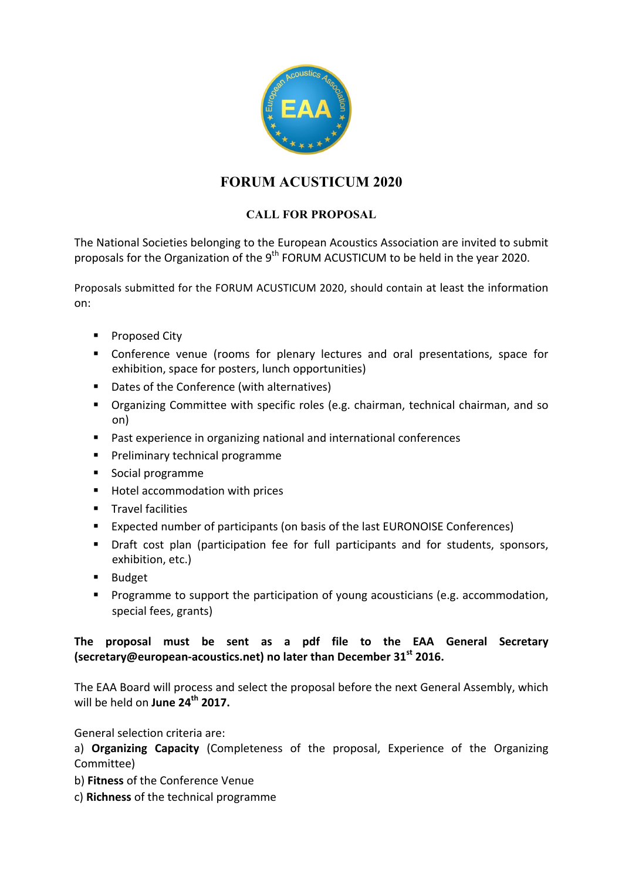# FORUM ACUSTICUM 2020

## CALL FOR PROPOSAL

The National Societies belonging to the European Acoustics Association are invited to submit proposals for the Organization of the 9th FORUM ACUSTICUM to be held in the year 2020.

Proposals submitted for the FORUM ACUSTICUM 2020, should contain at least the information on:

- Proposed City
- Conference venue (rooms for plenary lectures and oral presentations, space for exhibition, space for posters, lunch opportunities)
- Dates of the Conference (with alternatives)
- Organizing Committee with specific roles (e.g. chairman, technical chairman, and so on)
- Past experience in organizing national and international conferences
- Preliminary technical programme
- Social programme
- Hotel accommodation with prices
- Travel facilities
- Expected number of participants (on basis of the last EURONOISE Conferences)
- Draft cost plan (participation fee for full participants and for students, sponsors, exhibition, etc.)
- Budget
- Programme to support the participation of young acousticians (e.g. accommodation, special fees, grants)

**The proposal must be sent as a pdf file to the EAA General Secretary (secretary@european-acoustics.net) no later than December 31st 2016.**

The EAA Board will process and select the proposal before the next General Assembly, which will be held on **June 24th 2017.**

General selection criteria are:

a) **Organizing Capacity** (Completeness of the proposal, Experience of the Organizing Committee)

b) **Fitness** of the Conference Venue

c) **Richness** of the technical programme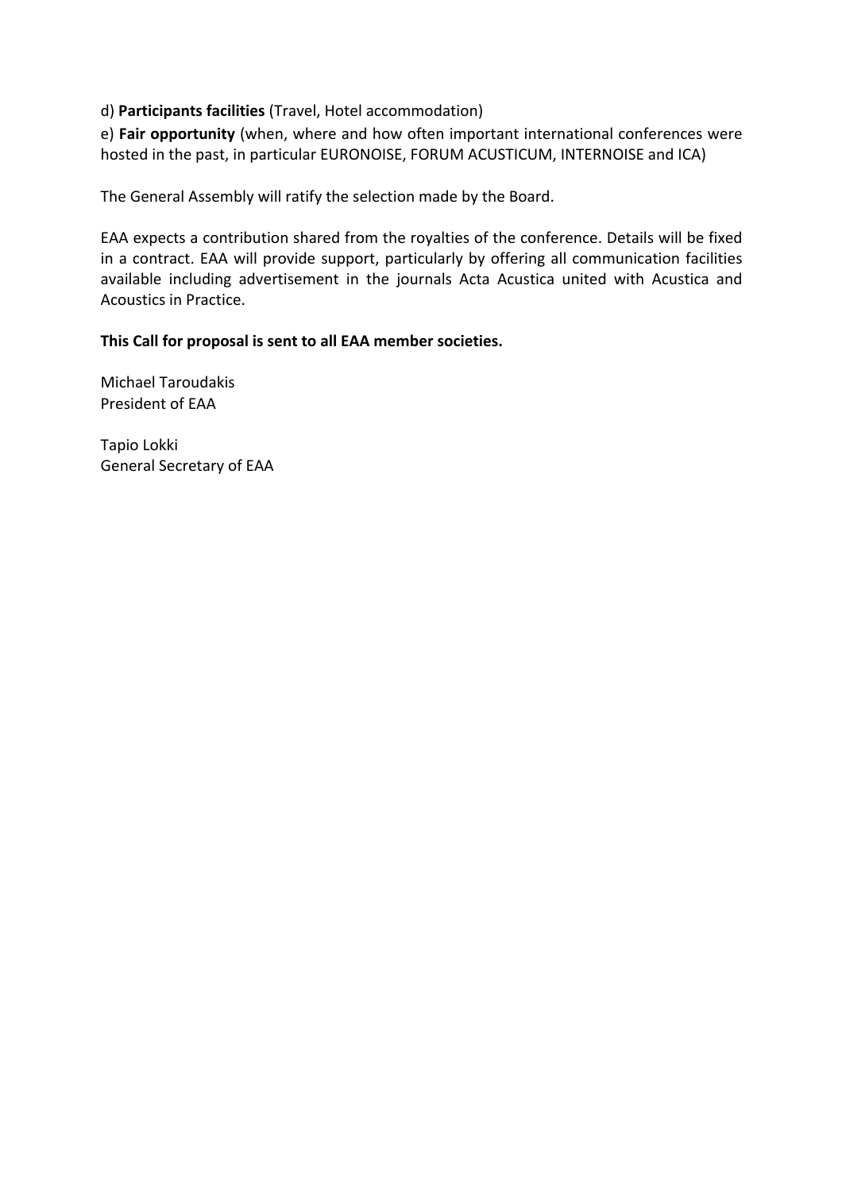d) **Participants facilities** (Travel, Hotel accommodation)

e) **Fair opportunity** (when, where and how often important international conferences were hosted in the past, in particular EURONOISE, FORUM ACUSTICUM, INTERNOISE and ICA)

The General Assembly will ratify the selection made by the Board.

EAA expects a contribution shared from the royalties of the conference. Details will be fixed in a contract. EAA will provide support, particularly by offering all communication facilities available including advertisement in the journals Acta Acustica united with Acustica and Acoustics in Practice.

**This Call for proposal is sent to all EAA member societies.**

Michael Taroudakis
President of EAA

Tapio Lokki
General Secretary of EAA